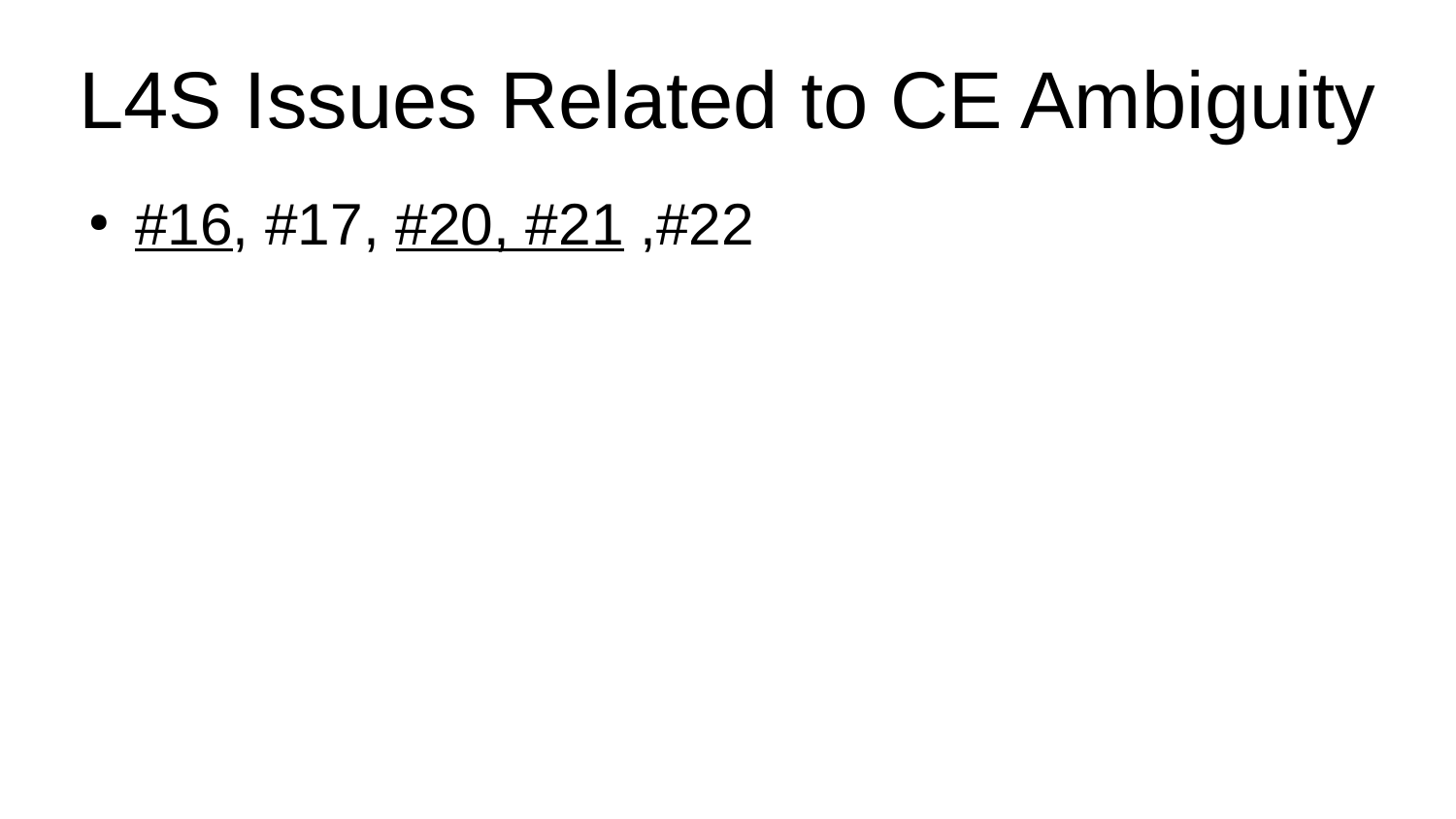# L4S Issues Related to CE Ambiguity

- #16, #17, #20, #21 ,#22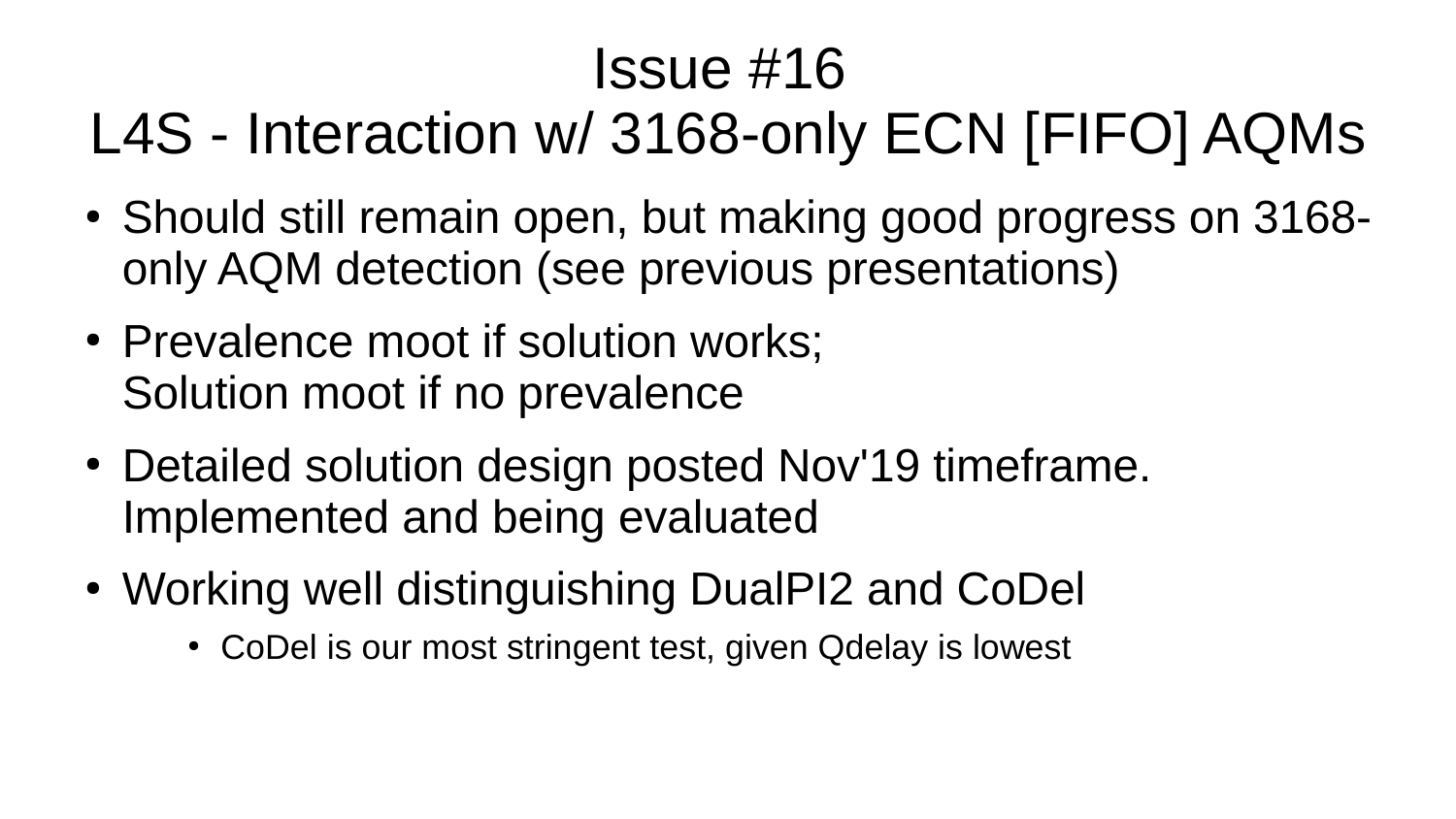# Issue #16
# L4S - Interaction w/ 3168-only ECN [FIFO] AQMs

- Should still remain open, but making good progress on 3168-only AQM detection (see previous presentations)
- Prevalence moot if solution works;  
  Solution moot if no prevalence
- Detailed solution design posted Nov'19 timeframe. Implemented and being evaluated
- Working well distinguishing DualPI2 and CoDel
  - CoDel is our most stringent test, given Qdelay is lowest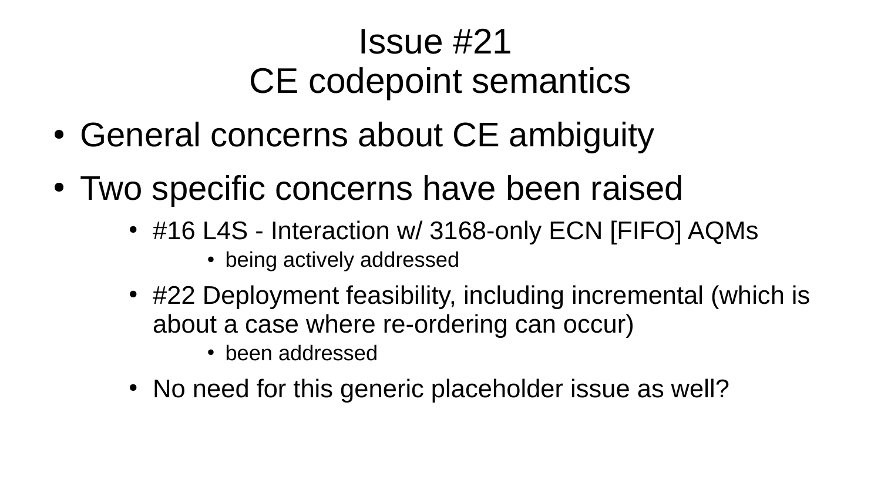# Issue #21
# CE codepoint semantics

- General concerns about CE ambiguity
- Two specific concerns have been raised
  - #16 L4S - Interaction w/ 3168-only ECN [FIFO] AQMs
    - being actively addressed
  - #22 Deployment feasibility, including incremental (which is about a case where re-ordering can occur)
    - been addressed
  - No need for this generic placeholder issue as well?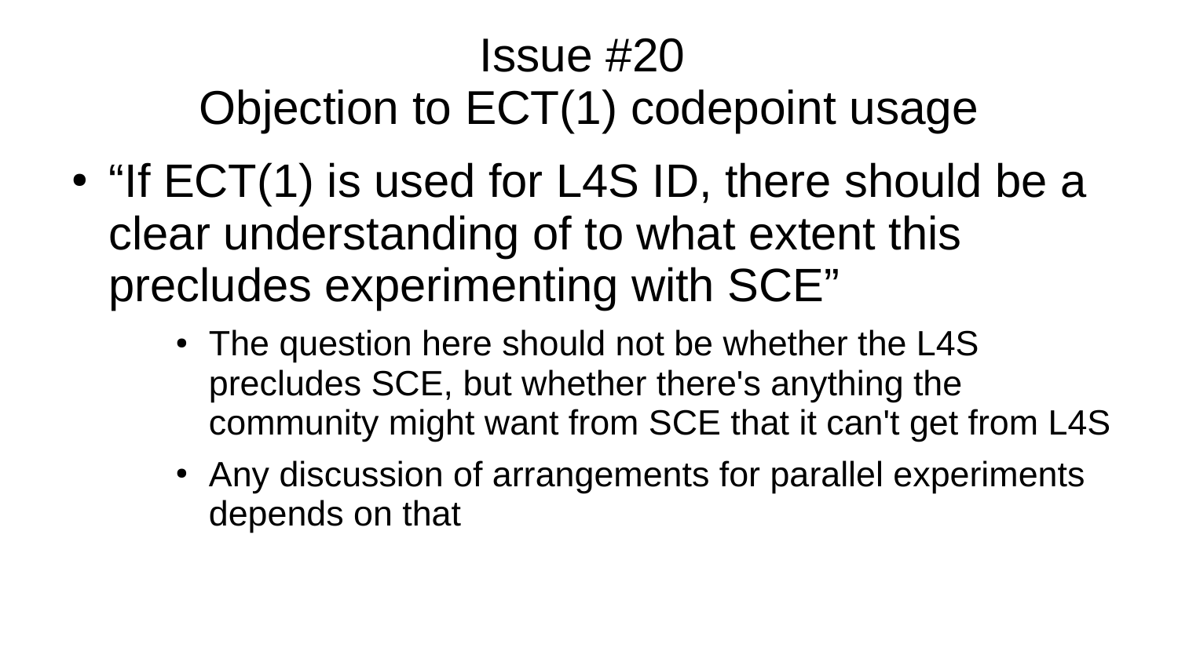# Issue #20
# Objection to ECT(1) codepoint usage

- "If ECT(1) is used for L4S ID, there should be a clear understanding of to what extent this precludes experimenting with SCE"
  - The question here should not be whether the L4S precludes SCE, but whether there's anything the community might want from SCE that it can't get from L4S
  - Any discussion of arrangements for parallel experiments depends on that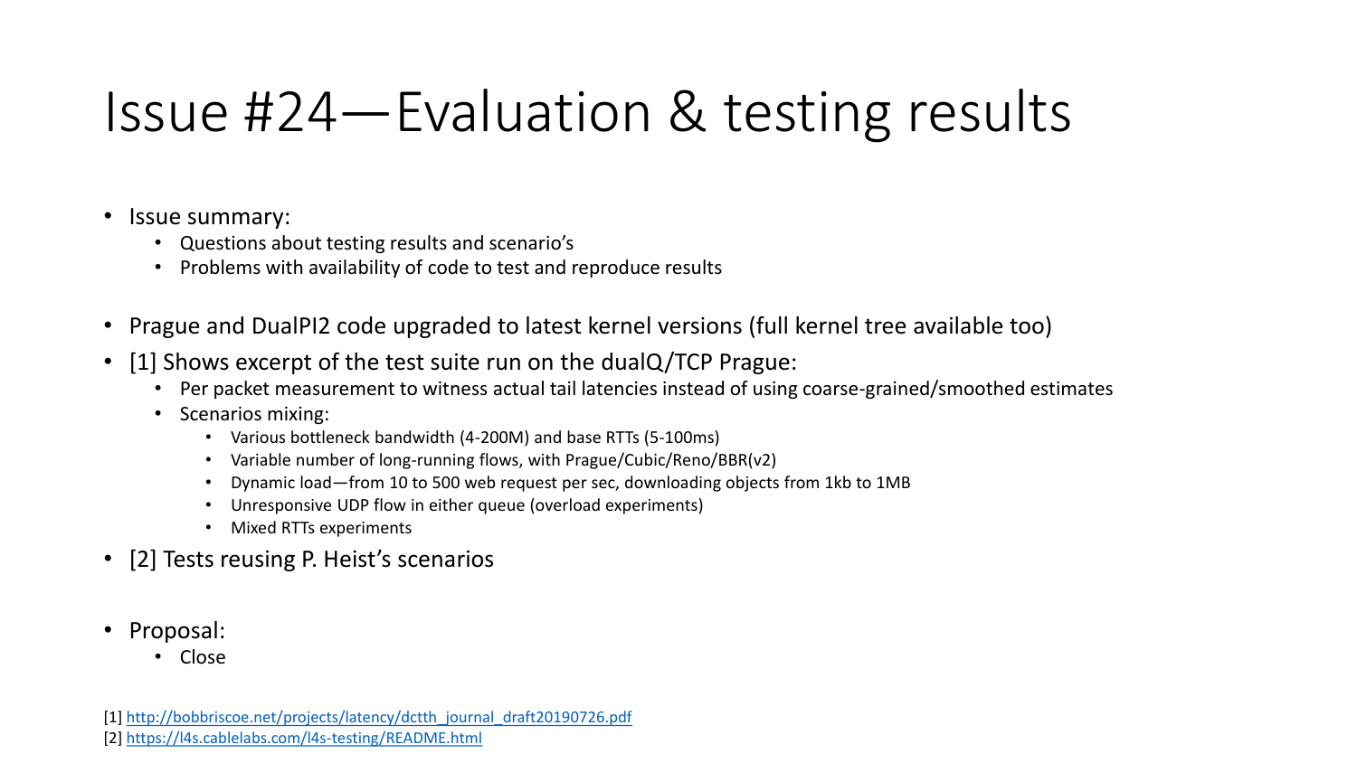# Issue #24—Evaluation & testing results

- Issue summary:
  - Questions about testing results and scenario's
  - Problems with availability of code to test and reproduce results
- Prague and DualPI2 code upgraded to latest kernel versions (full kernel tree available too)
- [1] Shows excerpt of the test suite run on the dualQ/TCP Prague:
  - Per packet measurement to witness actual tail latencies instead of using coarse-grained/smoothed estimates
  - Scenarios mixing:
    - Various bottleneck bandwidth (4-200M) and base RTTs (5-100ms)
    - Variable number of long-running flows, with Prague/Cubic/Reno/BBR(v2)
    - Dynamic load—from 10 to 500 web request per sec, downloading objects from 1kb to 1MB
    - Unresponsive UDP flow in either queue (overload experiments)
    - Mixed RTTs experiments
- [2] Tests reusing P. Heist's scenarios
- Proposal:
  - Close

[1] http://bobbriscoe.net/projects/latency/dctth_journal_draft20190726.pdf
[2] https://l4s.cablelabs.com/l4s-testing/README.html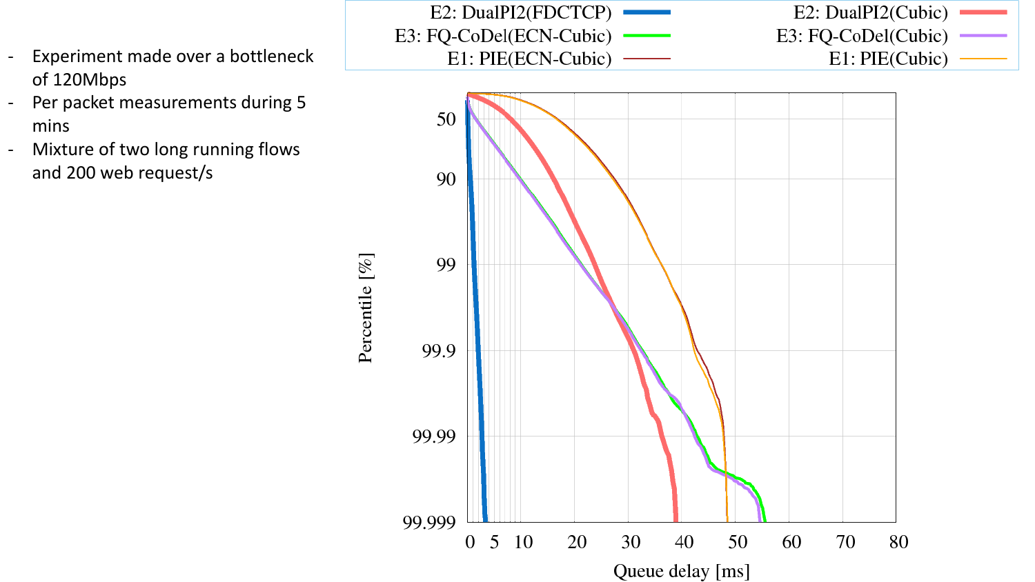- Experiment made over a bottleneck of 120Mbps
- Per packet measurements during 5 mins
- Mixture of two long running flows and 200 web request/s

E2: DualPI2(FDCTCP)
E2: DualPI2(Cubic)
E3: FQ-CoDel(ECN-Cubic)
E3: FQ-CoDel(Cubic)
E1: PIE(ECN-Cubic)
E1: PIE(Cubic)

Percentile [%]: 50, 90, 99, 99.9, 99.99, 99.999

Queue delay [ms]: 0, 5, 10, 20, 30, 40, 50, 60, 70, 80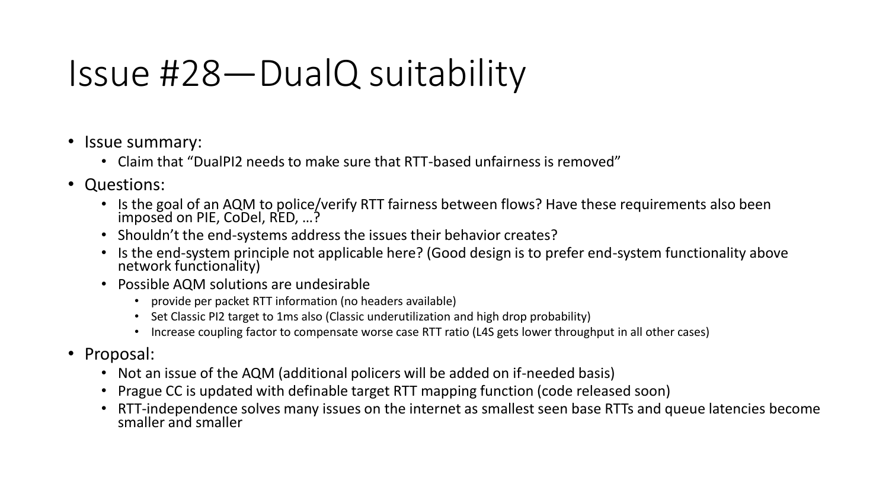# Issue #28—DualQ suitability

- Issue summary:
  - Claim that "DualPI2 needs to make sure that RTT-based unfairness is removed"
- Questions:
  - Is the goal of an AQM to police/verify RTT fairness between flows? Have these requirements also been imposed on PIE, CoDel, RED, …?
  - Shouldn't the end-systems address the issues their behavior creates?
  - Is the end-system principle not applicable here? (Good design is to prefer end-system functionality above network functionality)
  - Possible AQM solutions are undesirable
    - provide per packet RTT information (no headers available)
    - Set Classic PI2 target to 1ms also (Classic underutilization and high drop probability)
    - Increase coupling factor to compensate worse case RTT ratio (L4S gets lower throughput in all other cases)
- Proposal:
  - Not an issue of the AQM (additional policers will be added on if-needed basis)
  - Prague CC is updated with definable target RTT mapping function (code released soon)
  - RTT-independence solves many issues on the internet as smallest seen base RTTs and queue latencies become smaller and smaller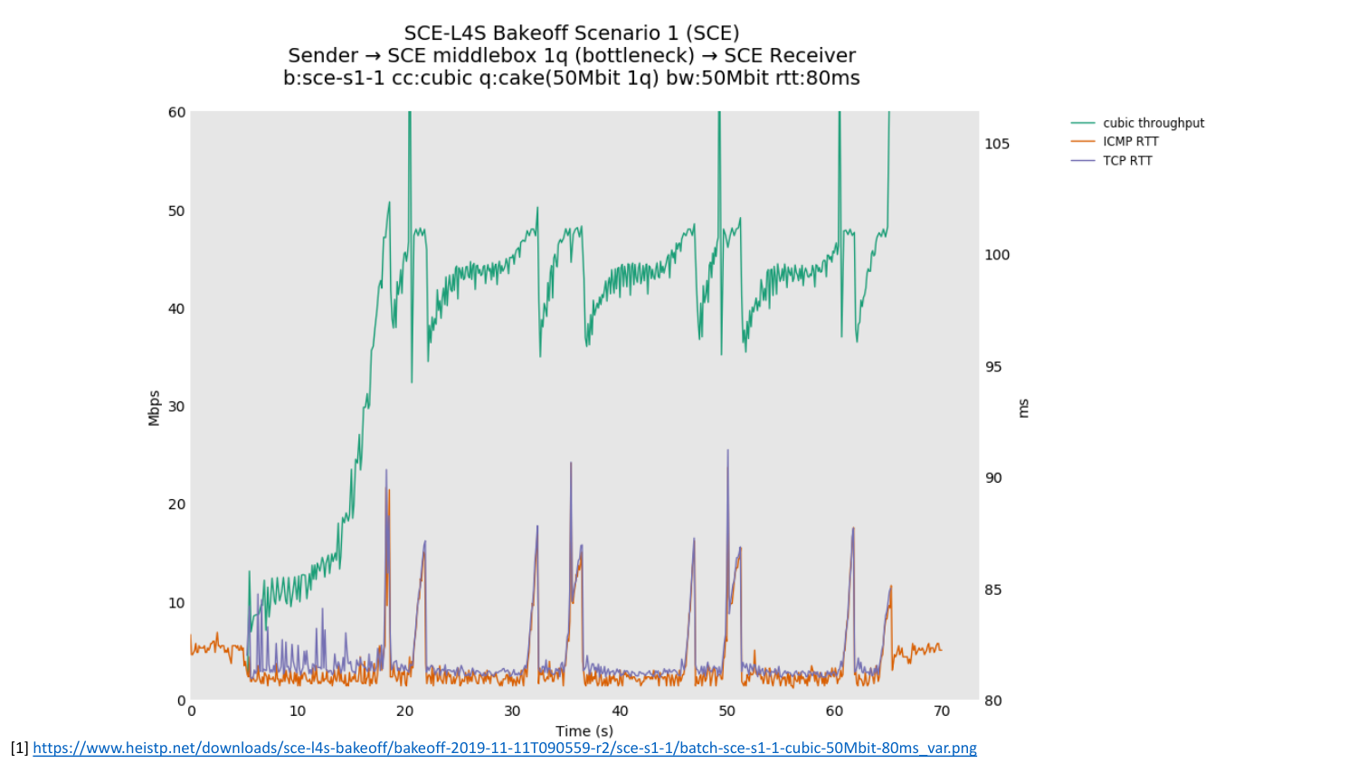SCE-L4S Bakeoff Scenario 1 (SCE)
Sender → SCE middlebox 1q (bottleneck) → SCE Receiver
b:sce-s1-1 cc:cubic q:cake(50Mbit 1q) bw:50Mbit rtt:80ms

[1] https://www.heistp.net/downloads/sce-l4s-bakeoff/bakeoff-2019-11-11T090559-r2/sce-s1-1/batch-sce-s1-1-cubic-50Mbit-80ms_var.png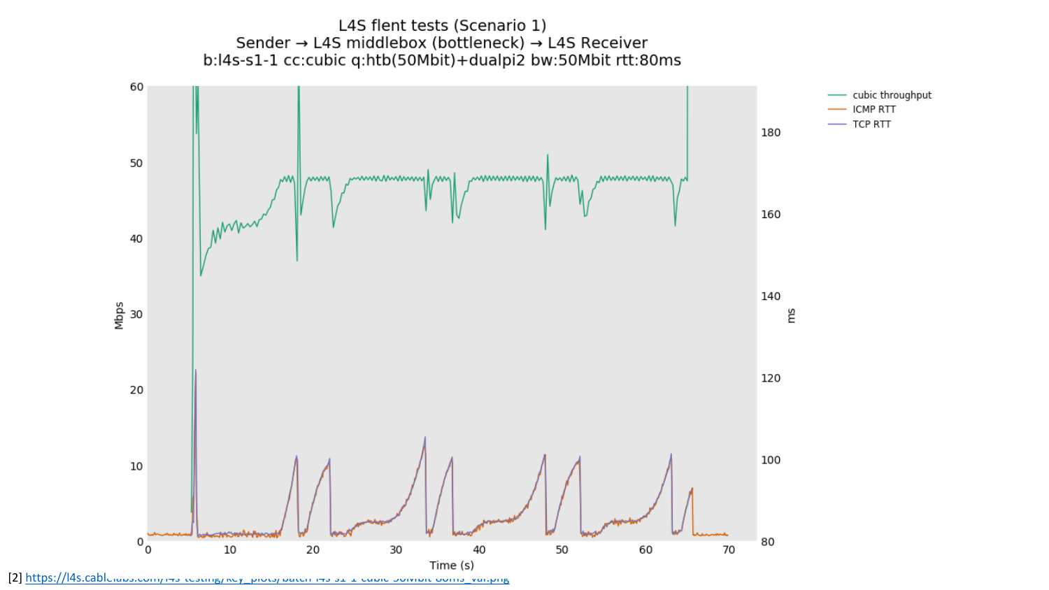L4S flent tests (Scenario 1)
Sender → L4S middlebox (bottleneck) → L4S Receiver
b:l4s-s1-1 cc:cubic q:htb(50Mbit)+dualpi2 bw:50Mbit rtt:80ms

cubic throughput
ICMP RTT
TCP RTT

Mbps
0
10
20
30
40
50
60

ms
80
100
120
140
160
180

Time (s)
0
10
20
30
40
50
60
70

[2] https://l4s.cablelabs.com/l4s-testing/key_plots/batch-l4s-s1-1-cubic-50Mbit-80ms_var.png